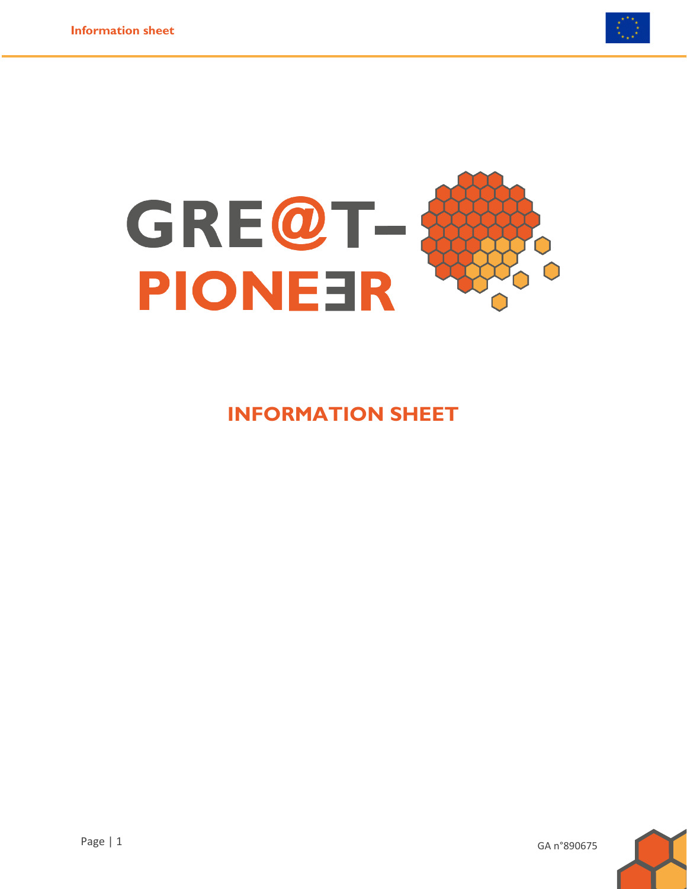# GRE@T-PIONEER

## INFORMATION SHEET

GA n°890675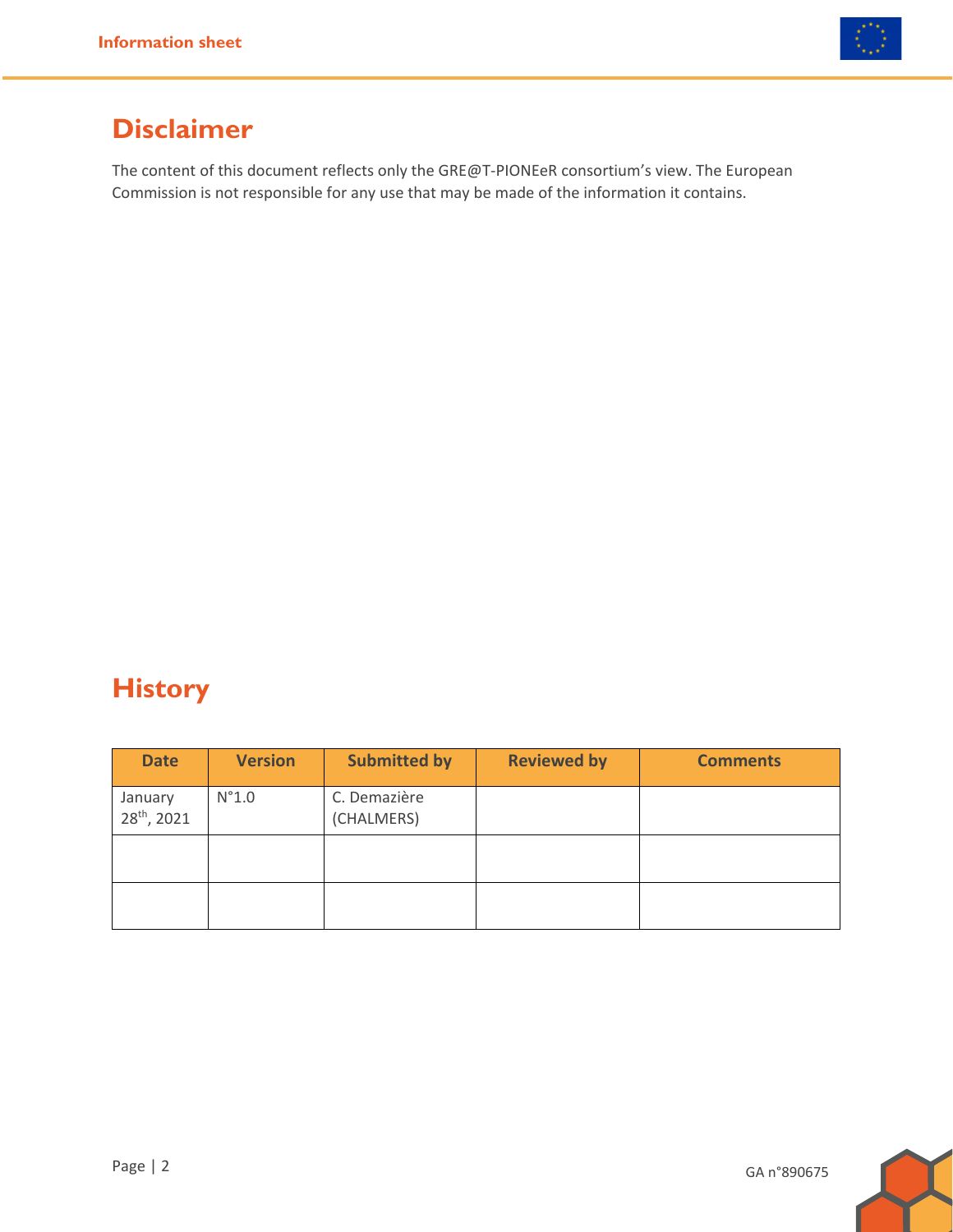# Disclaimer

The content of this document reflects only the GRE@T-PIONEeR consortium's view. The European Commission is not responsible for any use that may be made of the information it contains.

# History

| Date | Version | Submitted by | Reviewed by | Comments |
|---|---|---|---|---|
| January 28th, 2021 | N°1.0 | C. Demazière (CHALMERS) | | |
| | | | | |
| | | | | |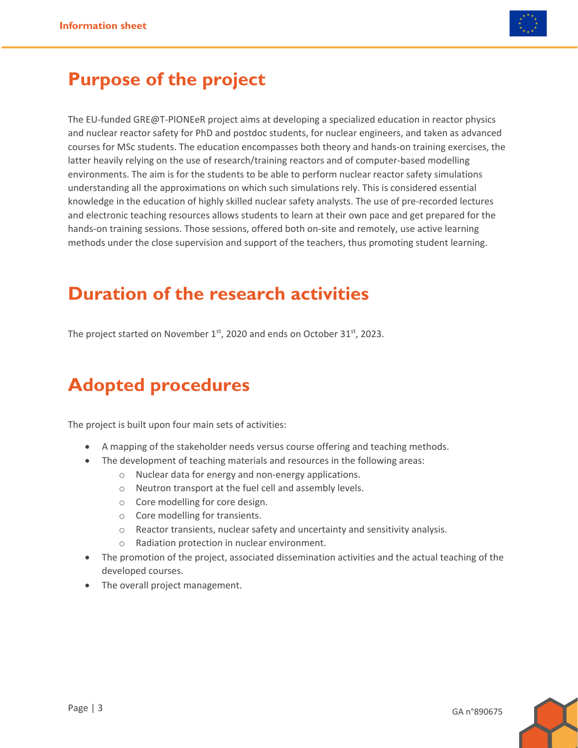## Purpose of the project

The EU-funded GRE@T-PIONEeR project aims at developing a specialized education in reactor physics and nuclear reactor safety for PhD and postdoc students, for nuclear engineers, and taken as advanced courses for MSc students. The education encompasses both theory and hands-on training exercises, the latter heavily relying on the use of research/training reactors and of computer-based modelling environments. The aim is for the students to be able to perform nuclear reactor safety simulations understanding all the approximations on which such simulations rely. This is considered essential knowledge in the education of highly skilled nuclear safety analysts. The use of pre-recorded lectures and electronic teaching resources allows students to learn at their own pace and get prepared for the hands-on training sessions. Those sessions, offered both on-site and remotely, use active learning methods under the close supervision and support of the teachers, thus promoting student learning.

## Duration of the research activities

The project started on November 1st, 2020 and ends on October 31st, 2023.

## Adopted procedures

The project is built upon four main sets of activities:

- A mapping of the stakeholder needs versus course offering and teaching methods.
- The development of teaching materials and resources in the following areas:
  - Nuclear data for energy and non-energy applications.
  - Neutron transport at the fuel cell and assembly levels.
  - Core modelling for core design.
  - Core modelling for transients.
  - Reactor transients, nuclear safety and uncertainty and sensitivity analysis.
  - Radiation protection in nuclear environment.
- The promotion of the project, associated dissemination activities and the actual teaching of the developed courses.
- The overall project management.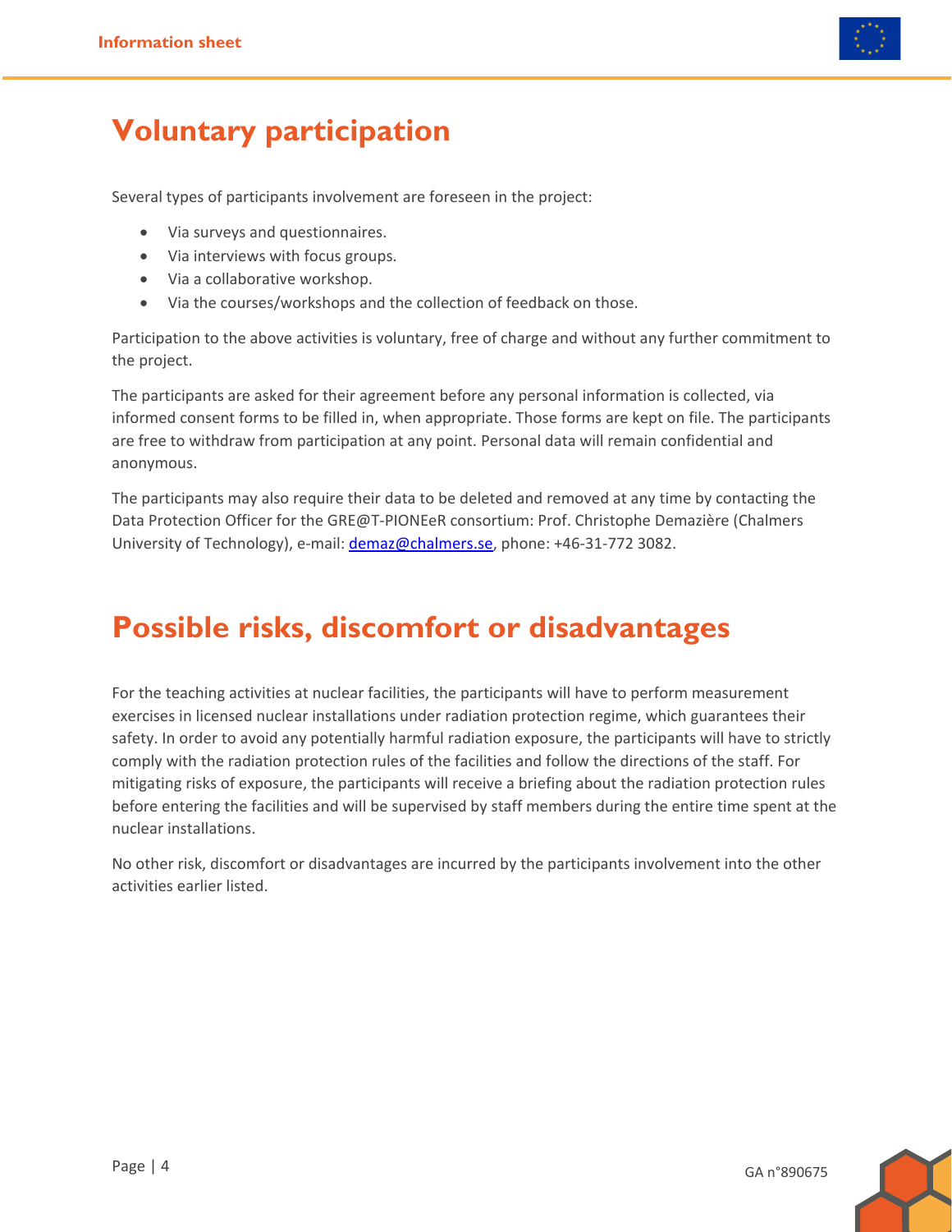# Voluntary participation

Several types of participants involvement are foreseen in the project:

- Via surveys and questionnaires.
- Via interviews with focus groups.
- Via a collaborative workshop.
- Via the courses/workshops and the collection of feedback on those.

Participation to the above activities is voluntary, free of charge and without any further commitment to the project.

The participants are asked for their agreement before any personal information is collected, via informed consent forms to be filled in, when appropriate. Those forms are kept on file. The participants are free to withdraw from participation at any point. Personal data will remain confidential and anonymous.

The participants may also require their data to be deleted and removed at any time by contacting the Data Protection Officer for the GRE@T-PIONEeR consortium: Prof. Christophe Demazière (Chalmers University of Technology), e-mail: demaz@chalmers.se, phone: +46-31-772 3082.

# Possible risks, discomfort or disadvantages

For the teaching activities at nuclear facilities, the participants will have to perform measurement exercises in licensed nuclear installations under radiation protection regime, which guarantees their safety. In order to avoid any potentially harmful radiation exposure, the participants will have to strictly comply with the radiation protection rules of the facilities and follow the directions of the staff. For mitigating risks of exposure, the participants will receive a briefing about the radiation protection rules before entering the facilities and will be supervised by staff members during the entire time spent at the nuclear installations.

No other risk, discomfort or disadvantages are incurred by the participants involvement into the other activities earlier listed.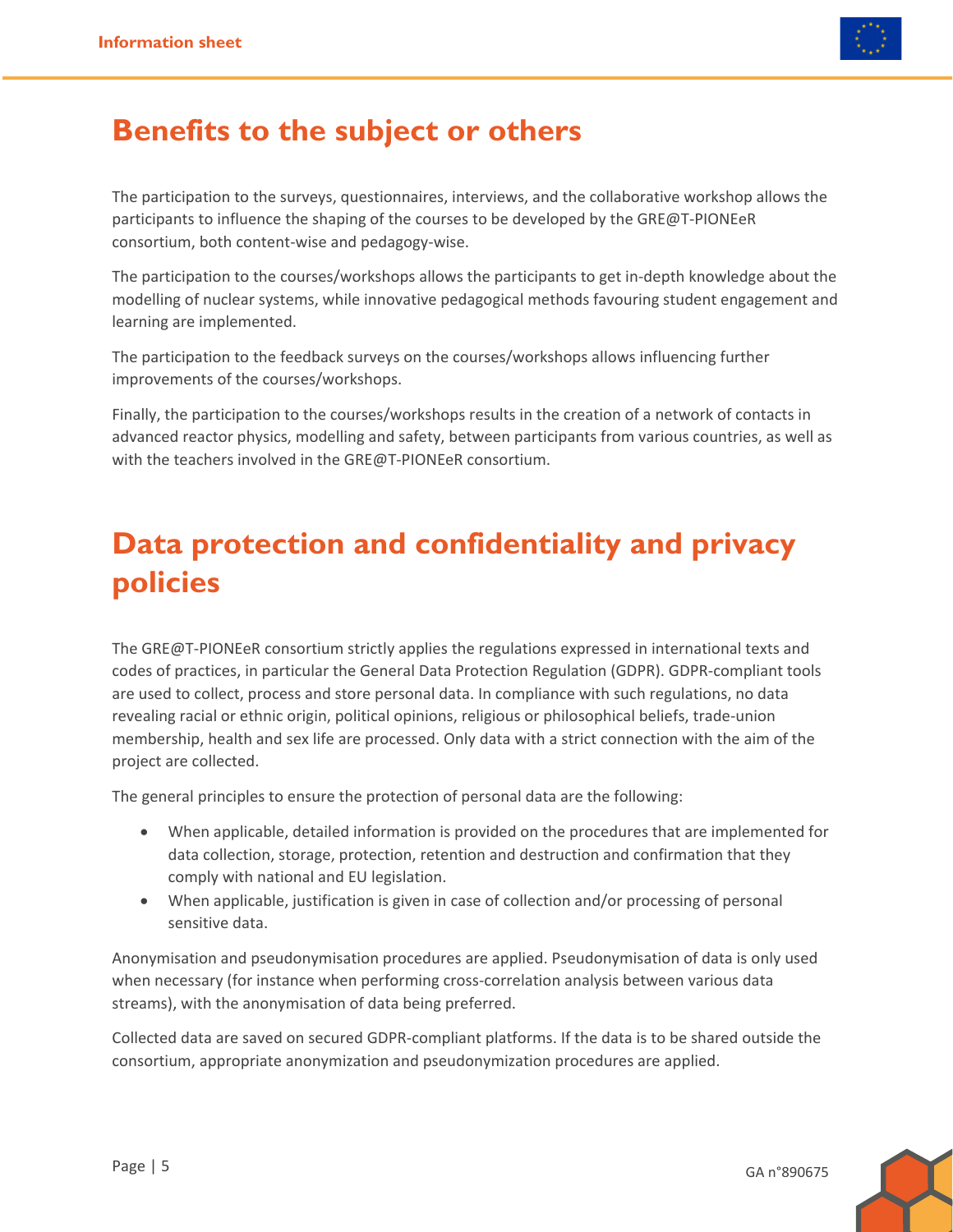# Benefits to the subject or others

The participation to the surveys, questionnaires, interviews, and the collaborative workshop allows the participants to influence the shaping of the courses to be developed by the GRE@T-PIONEeR consortium, both content-wise and pedagogy-wise.

The participation to the courses/workshops allows the participants to get in-depth knowledge about the modelling of nuclear systems, while innovative pedagogical methods favouring student engagement and learning are implemented.

The participation to the feedback surveys on the courses/workshops allows influencing further improvements of the courses/workshops.

Finally, the participation to the courses/workshops results in the creation of a network of contacts in advanced reactor physics, modelling and safety, between participants from various countries, as well as with the teachers involved in the GRE@T-PIONEeR consortium.

# Data protection and confidentiality and privacy policies

The GRE@T-PIONEeR consortium strictly applies the regulations expressed in international texts and codes of practices, in particular the General Data Protection Regulation (GDPR). GDPR-compliant tools are used to collect, process and store personal data. In compliance with such regulations, no data revealing racial or ethnic origin, political opinions, religious or philosophical beliefs, trade-union membership, health and sex life are processed. Only data with a strict connection with the aim of the project are collected.

The general principles to ensure the protection of personal data are the following:

- When applicable, detailed information is provided on the procedures that are implemented for data collection, storage, protection, retention and destruction and confirmation that they comply with national and EU legislation.
- When applicable, justification is given in case of collection and/or processing of personal sensitive data.

Anonymisation and pseudonymisation procedures are applied. Pseudonymisation of data is only used when necessary (for instance when performing cross-correlation analysis between various data streams), with the anonymisation of data being preferred.

Collected data are saved on secured GDPR-compliant platforms. If the data is to be shared outside the consortium, appropriate anonymization and pseudonymization procedures are applied.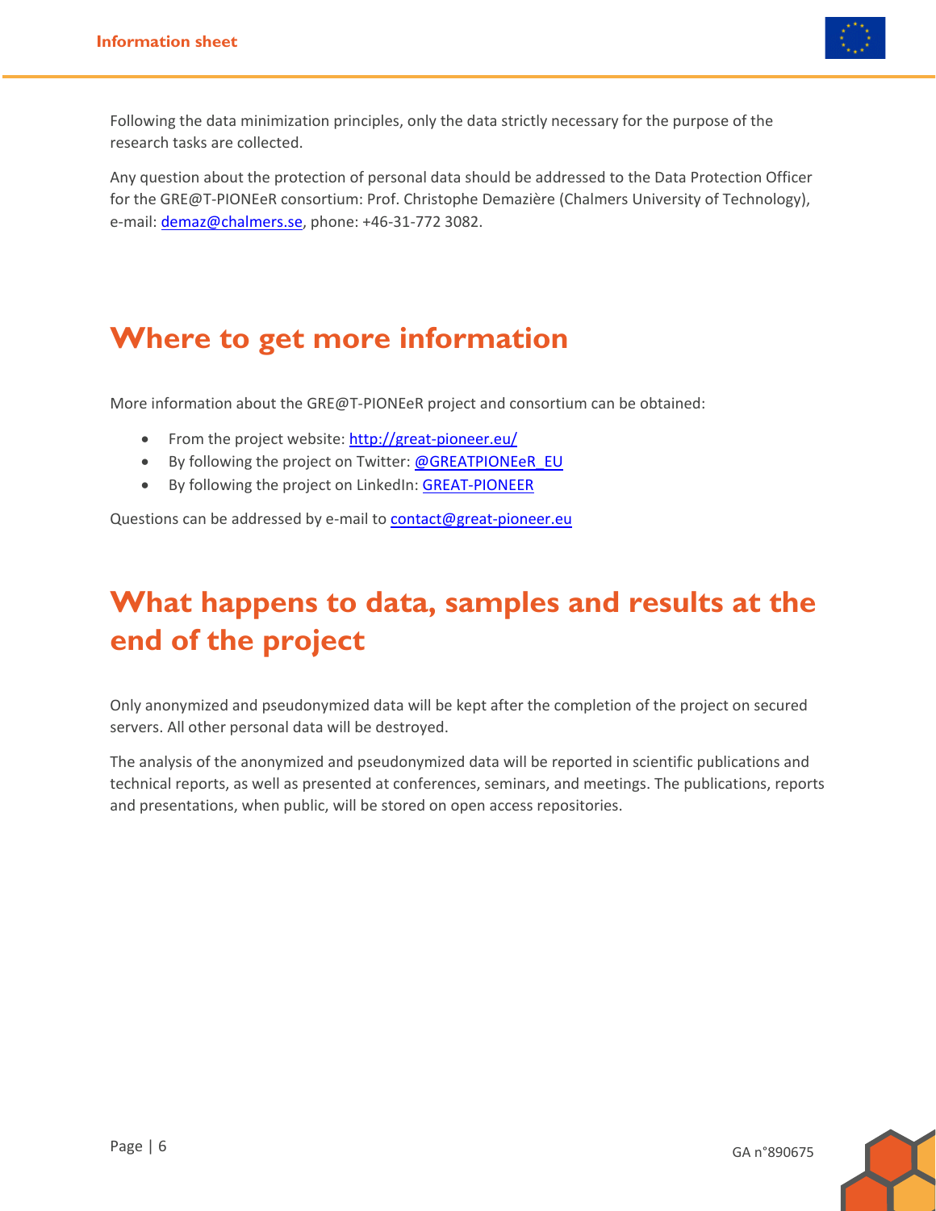Following the data minimization principles, only the data strictly necessary for the purpose of the research tasks are collected.

Any question about the protection of personal data should be addressed to the Data Protection Officer for the GRE@T-PIONEeR consortium: Prof. Christophe Demazière (Chalmers University of Technology), e-mail: demaz@chalmers.se, phone: +46-31-772 3082.

# Where to get more information

More information about the GRE@T-PIONEeR project and consortium can be obtained:

- From the project website: http://great-pioneer.eu/
- By following the project on Twitter: @GREATPIONEeR_EU
- By following the project on LinkedIn: GREAT-PIONEER

Questions can be addressed by e-mail to contact@great-pioneer.eu

# What happens to data, samples and results at the end of the project

Only anonymized and pseudonymized data will be kept after the completion of the project on secured servers. All other personal data will be destroyed.

The analysis of the anonymized and pseudonymized data will be reported in scientific publications and technical reports, as well as presented at conferences, seminars, and meetings. The publications, reports and presentations, when public, will be stored on open access repositories.